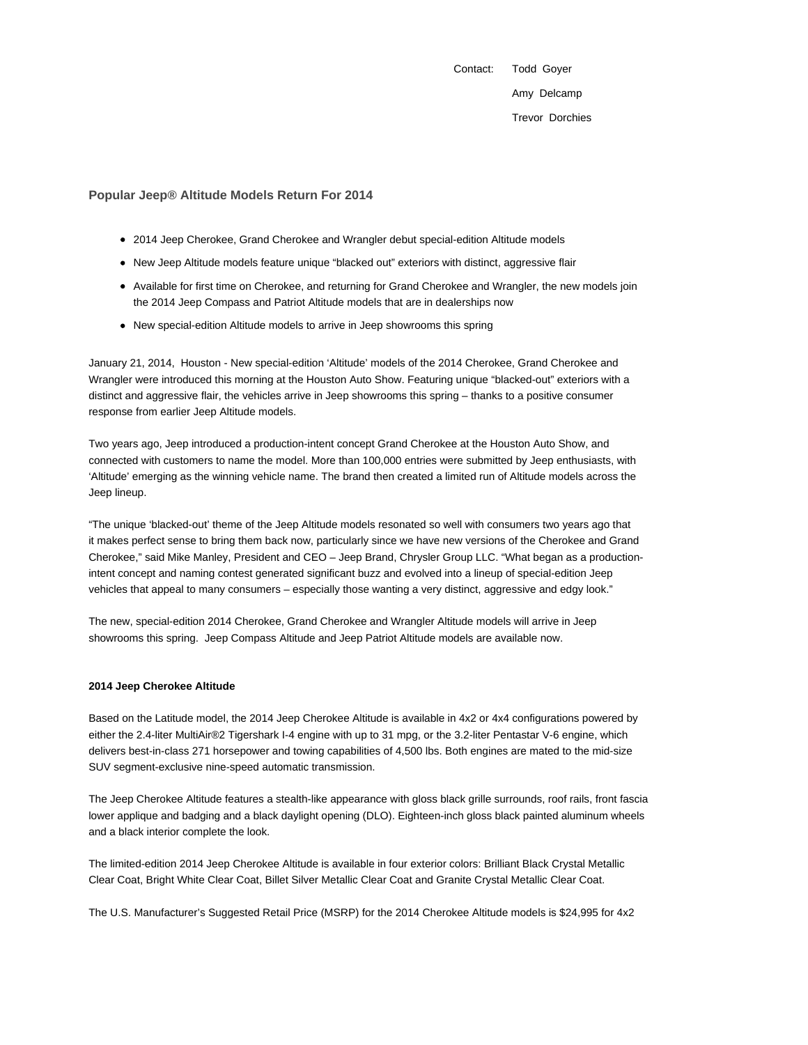Contact: Todd Goyer
Amy Delcamp
Trevor Dorchies

## Popular Jeep® Altitude Models Return For 2014

- 2014 Jeep Cherokee, Grand Cherokee and Wrangler debut special-edition Altitude models
- New Jeep Altitude models feature unique "blacked out" exteriors with distinct, aggressive flair
- Available for first time on Cherokee, and returning for Grand Cherokee and Wrangler, the new models join the 2014 Jeep Compass and Patriot Altitude models that are in dealerships now
- New special-edition Altitude models to arrive in Jeep showrooms this spring

January 21, 2014, Houston - New special-edition 'Altitude' models of the 2014 Cherokee, Grand Cherokee and Wrangler were introduced this morning at the Houston Auto Show. Featuring unique "blacked-out" exteriors with a distinct and aggressive flair, the vehicles arrive in Jeep showrooms this spring – thanks to a positive consumer response from earlier Jeep Altitude models.

Two years ago, Jeep introduced a production-intent concept Grand Cherokee at the Houston Auto Show, and connected with customers to name the model. More than 100,000 entries were submitted by Jeep enthusiasts, with 'Altitude' emerging as the winning vehicle name. The brand then created a limited run of Altitude models across the Jeep lineup.

"The unique 'blacked-out' theme of the Jeep Altitude models resonated so well with consumers two years ago that it makes perfect sense to bring them back now, particularly since we have new versions of the Cherokee and Grand Cherokee," said Mike Manley, President and CEO – Jeep Brand, Chrysler Group LLC. "What began as a production-intent concept and naming contest generated significant buzz and evolved into a lineup of special-edition Jeep vehicles that appeal to many consumers – especially those wanting a very distinct, aggressive and edgy look."

The new, special-edition 2014 Cherokee, Grand Cherokee and Wrangler Altitude models will arrive in Jeep showrooms this spring. Jeep Compass Altitude and Jeep Patriot Altitude models are available now.

### 2014 Jeep Cherokee Altitude

Based on the Latitude model, the 2014 Jeep Cherokee Altitude is available in 4x2 or 4x4 configurations powered by either the 2.4-liter MultiAir®2 Tigershark I-4 engine with up to 31 mpg, or the 3.2-liter Pentastar V-6 engine, which delivers best-in-class 271 horsepower and towing capabilities of 4,500 lbs. Both engines are mated to the mid-size SUV segment-exclusive nine-speed automatic transmission.

The Jeep Cherokee Altitude features a stealth-like appearance with gloss black grille surrounds, roof rails, front fascia lower applique and badging and a black daylight opening (DLO). Eighteen-inch gloss black painted aluminum wheels and a black interior complete the look.

The limited-edition 2014 Jeep Cherokee Altitude is available in four exterior colors: Brilliant Black Crystal Metallic Clear Coat, Bright White Clear Coat, Billet Silver Metallic Clear Coat and Granite Crystal Metallic Clear Coat.

The U.S. Manufacturer's Suggested Retail Price (MSRP) for the 2014 Cherokee Altitude models is $24,995 for 4x2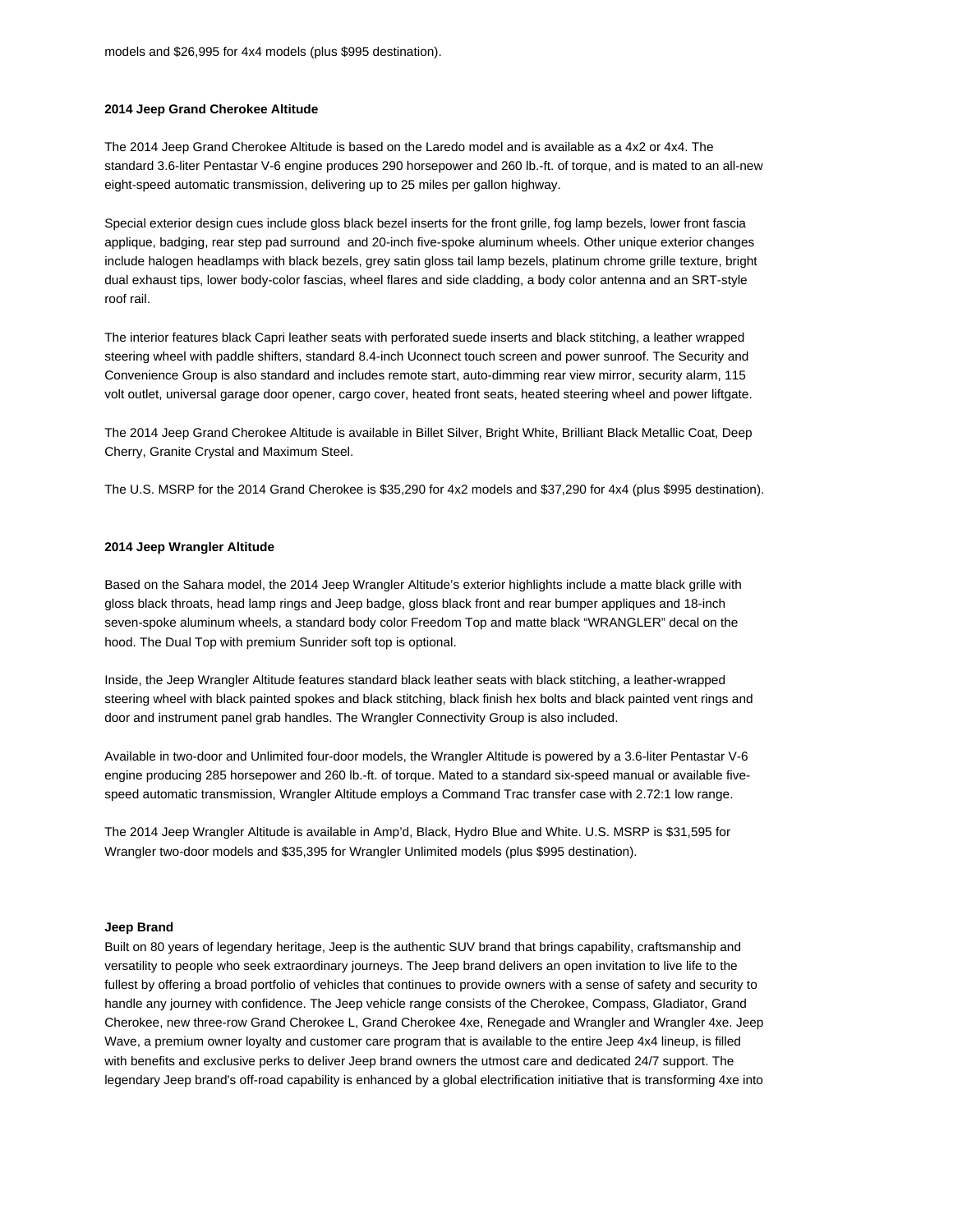models and $26,995 for 4x4 models (plus $995 destination).

**2014 Jeep Grand Cherokee Altitude**

The 2014 Jeep Grand Cherokee Altitude is based on the Laredo model and is available as a 4x2 or 4x4. The standard 3.6-liter Pentastar V-6 engine produces 290 horsepower and 260 lb.-ft. of torque, and is mated to an all-new eight-speed automatic transmission, delivering up to 25 miles per gallon highway.

Special exterior design cues include gloss black bezel inserts for the front grille, fog lamp bezels, lower front fascia applique, badging, rear step pad surround and 20-inch five-spoke aluminum wheels. Other unique exterior changes include halogen headlamps with black bezels, grey satin gloss tail lamp bezels, platinum chrome grille texture, bright dual exhaust tips, lower body-color fascias, wheel flares and side cladding, a body color antenna and an SRT-style roof rail.

The interior features black Capri leather seats with perforated suede inserts and black stitching, a leather wrapped steering wheel with paddle shifters, standard 8.4-inch Uconnect touch screen and power sunroof. The Security and Convenience Group is also standard and includes remote start, auto-dimming rear view mirror, security alarm, 115 volt outlet, universal garage door opener, cargo cover, heated front seats, heated steering wheel and power liftgate.

The 2014 Jeep Grand Cherokee Altitude is available in Billet Silver, Bright White, Brilliant Black Metallic Coat, Deep Cherry, Granite Crystal and Maximum Steel.

The U.S. MSRP for the 2014 Grand Cherokee is $35,290 for 4x2 models and $37,290 for 4x4 (plus $995 destination).

**2014 Jeep Wrangler Altitude**

Based on the Sahara model, the 2014 Jeep Wrangler Altitude's exterior highlights include a matte black grille with gloss black throats, head lamp rings and Jeep badge, gloss black front and rear bumper appliques and 18-inch seven-spoke aluminum wheels, a standard body color Freedom Top and matte black "WRANGLER" decal on the hood. The Dual Top with premium Sunrider soft top is optional.

Inside, the Jeep Wrangler Altitude features standard black leather seats with black stitching, a leather-wrapped steering wheel with black painted spokes and black stitching, black finish hex bolts and black painted vent rings and door and instrument panel grab handles. The Wrangler Connectivity Group is also included.

Available in two-door and Unlimited four-door models, the Wrangler Altitude is powered by a 3.6-liter Pentastar V-6 engine producing 285 horsepower and 260 lb.-ft. of torque. Mated to a standard six-speed manual or available five-speed automatic transmission, Wrangler Altitude employs a Command Trac transfer case with 2.72:1 low range.

The 2014 Jeep Wrangler Altitude is available in Amp'd, Black, Hydro Blue and White. U.S. MSRP is $31,595 for Wrangler two-door models and $35,395 for Wrangler Unlimited models (plus $995 destination).

**Jeep Brand**

Built on 80 years of legendary heritage, Jeep is the authentic SUV brand that brings capability, craftsmanship and versatility to people who seek extraordinary journeys. The Jeep brand delivers an open invitation to live life to the fullest by offering a broad portfolio of vehicles that continues to provide owners with a sense of safety and security to handle any journey with confidence. The Jeep vehicle range consists of the Cherokee, Compass, Gladiator, Grand Cherokee, new three-row Grand Cherokee L, Grand Cherokee 4xe, Renegade and Wrangler and Wrangler 4xe. Jeep Wave, a premium owner loyalty and customer care program that is available to the entire Jeep 4x4 lineup, is filled with benefits and exclusive perks to deliver Jeep brand owners the utmost care and dedicated 24/7 support. The legendary Jeep brand's off-road capability is enhanced by a global electrification initiative that is transforming 4xe into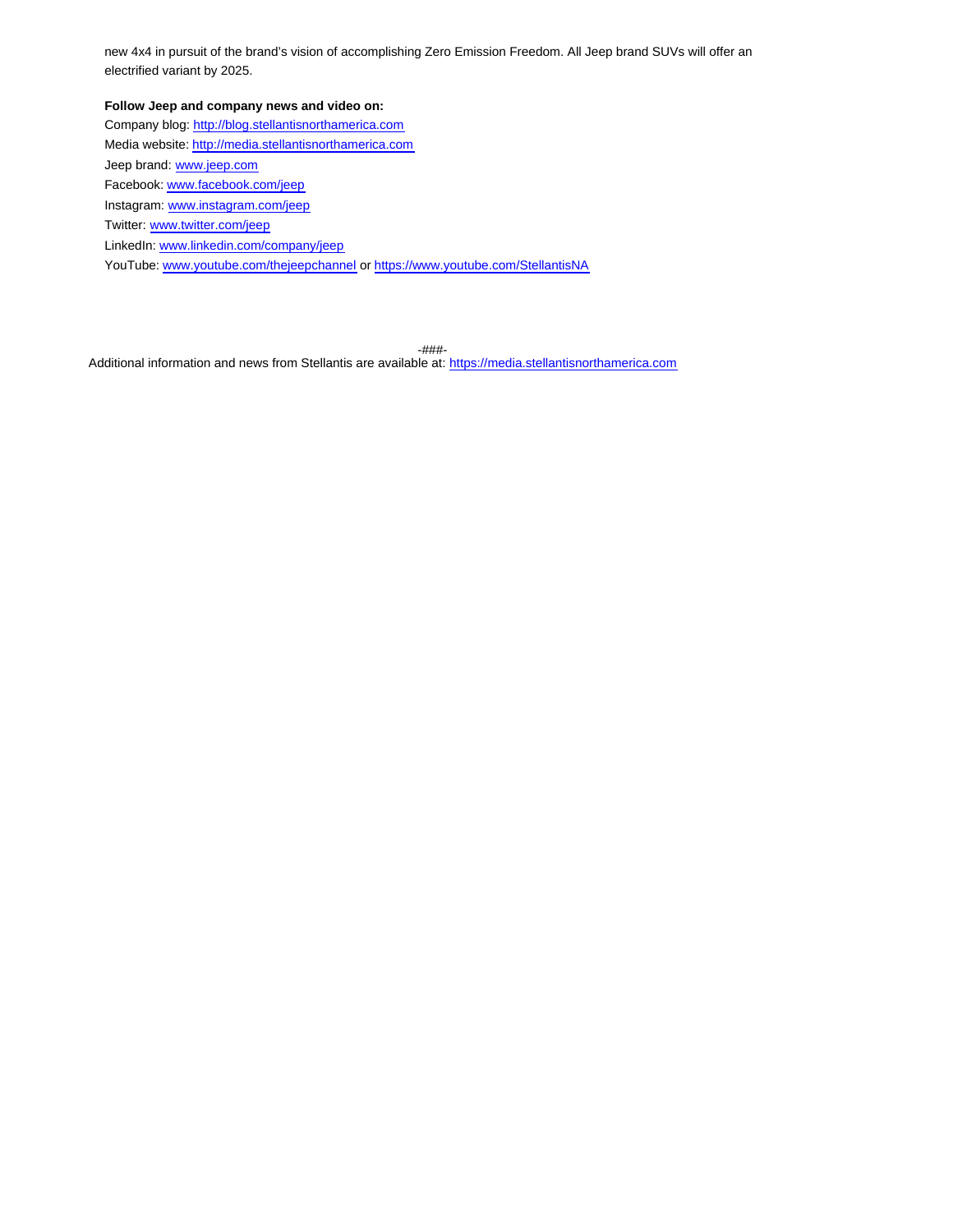new 4x4 in pursuit of the brand's vision of accomplishing Zero Emission Freedom. All Jeep brand SUVs will offer an electrified variant by 2025.

**Follow Jeep and company news and video on:**

Company blog: http://blog.stellantisnorthamerica.com
Media website: http://media.stellantisnorthamerica.com
Jeep brand: www.jeep.com
Facebook: www.facebook.com/jeep
Instagram: www.instagram.com/jeep
Twitter: www.twitter.com/jeep
LinkedIn: www.linkedin.com/company/jeep
YouTube: www.youtube.com/thejeepchannel or https://www.youtube.com/StellantisNA

-###-

Additional information and news from Stellantis are available at: https://media.stellantisnorthamerica.com